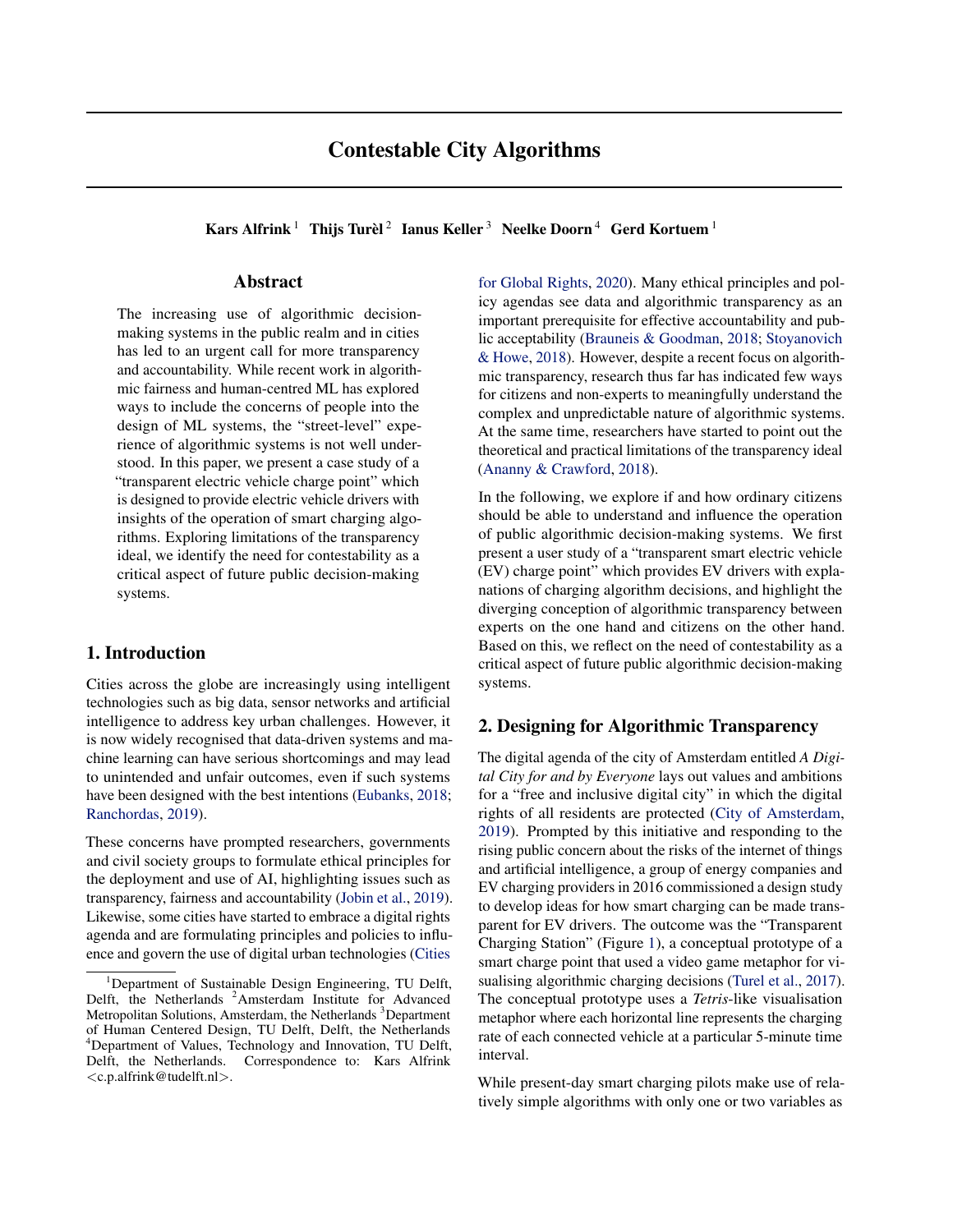# Contestable City Algorithms

**Kars Alfrink** [1] **Thijs Turèl** [2] **Ianus Keller** [3] **Neelke Doorn** [4] **Gerd Kortuem** [1]

## Abstract

The increasing use of algorithmic decision-making systems in the public realm and in cities has led to an urgent call for more transparency and accountability. While recent work in algorithmic fairness and human-centred ML has explored ways to include the concerns of people into the design of ML systems, the "street-level" experience of algorithmic systems is not well understood. In this paper, we present a case study of a "transparent electric vehicle charge point" which is designed to provide electric vehicle drivers with insights of the operation of smart charging algorithms. Exploring limitations of the transparency ideal, we identify the need for contestability as a critical aspect of future public decision-making systems.

## 1. Introduction

Cities across the globe are increasingly using intelligent technologies such as big data, sensor networks and artificial intelligence to address key urban challenges. However, it is now widely recognised that data-driven systems and machine learning can have serious shortcomings and may lead to unintended and unfair outcomes, even if such systems have been designed with the best intentions (Eubanks, 2018; Ranchordas, 2019).

These concerns have prompted researchers, governments and civil society groups to formulate ethical principles for the deployment and use of AI, highlighting issues such as transparency, fairness and accountability (Jobin et al., 2019). Likewise, some cities have started to embrace a digital rights agenda and are formulating principles and policies to influence and govern the use of digital urban technologies (Cities for Global Rights, 2020). Many ethical principles and policy agendas see data and algorithmic transparency as an important prerequisite for effective accountability and public acceptability (Brauneis & Goodman, 2018; Stoyanovich & Howe, 2018). However, despite a recent focus on algorithmic transparency, research thus far has indicated few ways for citizens and non-experts to meaningfully understand the complex and unpredictable nature of algorithmic systems. At the same time, researchers have started to point out the theoretical and practical limitations of the transparency ideal (Ananny & Crawford, 2018).

In the following, we explore if and how ordinary citizens should be able to understand and influence the operation of public algorithmic decision-making systems. We first present a user study of a "transparent smart electric vehicle (EV) charge point" which provides EV drivers with explanations of charging algorithm decisions, and highlight the diverging conception of algorithmic transparency between experts on the one hand and citizens on the other hand. Based on this, we reflect on the need of contestability as a critical aspect of future public algorithmic decision-making systems.

## 2. Designing for Algorithmic Transparency

The digital agenda of the city of Amsterdam entitled *A Digital City for and by Everyone* lays out values and ambitions for a "free and inclusive digital city" in which the digital rights of all residents are protected (City of Amsterdam, 2019). Prompted by this initiative and responding to the rising public concern about the risks of the internet of things and artificial intelligence, a group of energy companies and EV charging providers in 2016 commissioned a design study to develop ideas for how smart charging can be made transparent for EV drivers. The outcome was the "Transparent Charging Station" (Figure 1), a conceptual prototype of a smart charge point that used a video game metaphor for visualising algorithmic charging decisions (Turel et al., 2017). The conceptual prototype uses a *Tetris*-like visualisation metaphor where each horizontal line represents the charging rate of each connected vehicle at a particular 5-minute time interval.

While present-day smart charging pilots make use of relatively simple algorithms with only one or two variables as

---

[1] Department of Sustainable Design Engineering, TU Delft, Delft, the Netherlands [2] Amsterdam Institute for Advanced Metropolitan Solutions, Amsterdam, the Netherlands [3] Department of Human Centered Design, TU Delft, Delft, the Netherlands [4] Department of Values, Technology and Innovation, TU Delft, Delft, the Netherlands. Correspondence to: Kars Alfrink <c.p.alfrink@tudelft.nl>.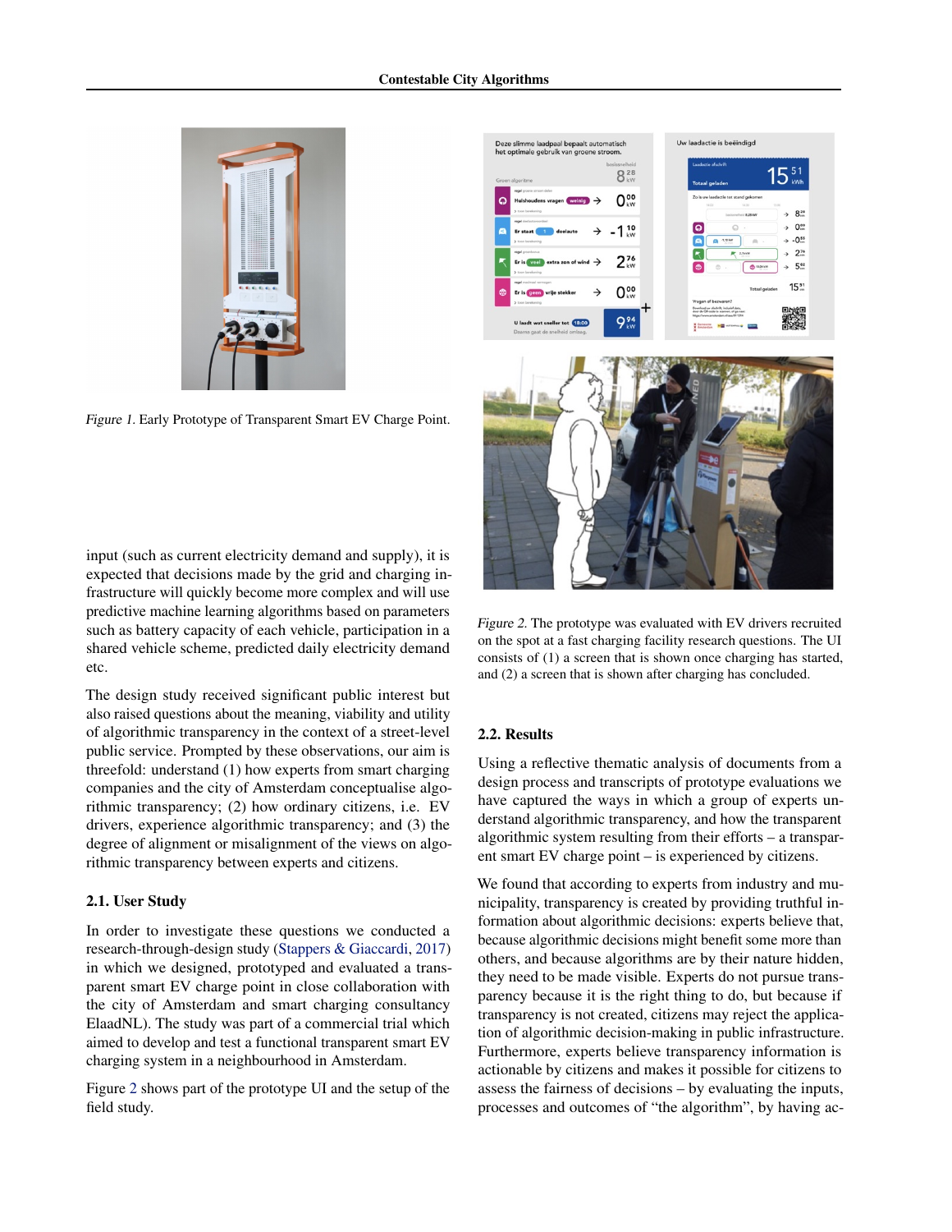Figure 1. Early Prototype of Transparent Smart EV Charge Point.

input (such as current electricity demand and supply), it is expected that decisions made by the grid and charging infrastructure will quickly become more complex and will use predictive machine learning algorithms based on parameters such as battery capacity of each vehicle, participation in a shared vehicle scheme, predicted daily electricity demand etc.

The design study received significant public interest but also raised questions about the meaning, viability and utility of algorithmic transparency in the context of a street-level public service. Prompted by these observations, our aim is threefold: understand (1) how experts from smart charging companies and the city of Amsterdam conceptualise algorithmic transparency; (2) how ordinary citizens, i.e. EV drivers, experience algorithmic transparency; and (3) the degree of alignment or misalignment of the views on algorithmic transparency between experts and citizens.

### 2.1. User Study

In order to investigate these questions we conducted a research-through-design study (Stappers & Giaccardi, 2017) in which we designed, prototyped and evaluated a transparent smart EV charge point in close collaboration with the city of Amsterdam and smart charging consultancy ElaadNL). The study was part of a commercial trial which aimed to develop and test a functional transparent smart EV charging system in a neighbourhood in Amsterdam.

Figure 2 shows part of the prototype UI and the setup of the field study.

Figure 2. The prototype was evaluated with EV drivers recruited on the spot at a fast charging facility research questions. The UI consists of (1) a screen that is shown once charging has started, and (2) a screen that is shown after charging has concluded.

### 2.2. Results

Using a reflective thematic analysis of documents from a design process and transcripts of prototype evaluations we have captured the ways in which a group of experts understand algorithmic transparency, and how the transparent algorithmic system resulting from their efforts – a transparent smart EV charge point – is experienced by citizens.

We found that according to experts from industry and municipality, transparency is created by providing truthful information about algorithmic decisions: experts believe that, because algorithmic decisions might benefit some more than others, and because algorithms are by their nature hidden, they need to be made visible. Experts do not pursue transparency because it is the right thing to do, but because if transparency is not created, citizens may reject the application of algorithmic decision-making in public infrastructure. Furthermore, experts believe transparency information is actionable by citizens and makes it possible for citizens to assess the fairness of decisions – by evaluating the inputs, processes and outcomes of "the algorithm", by having ac-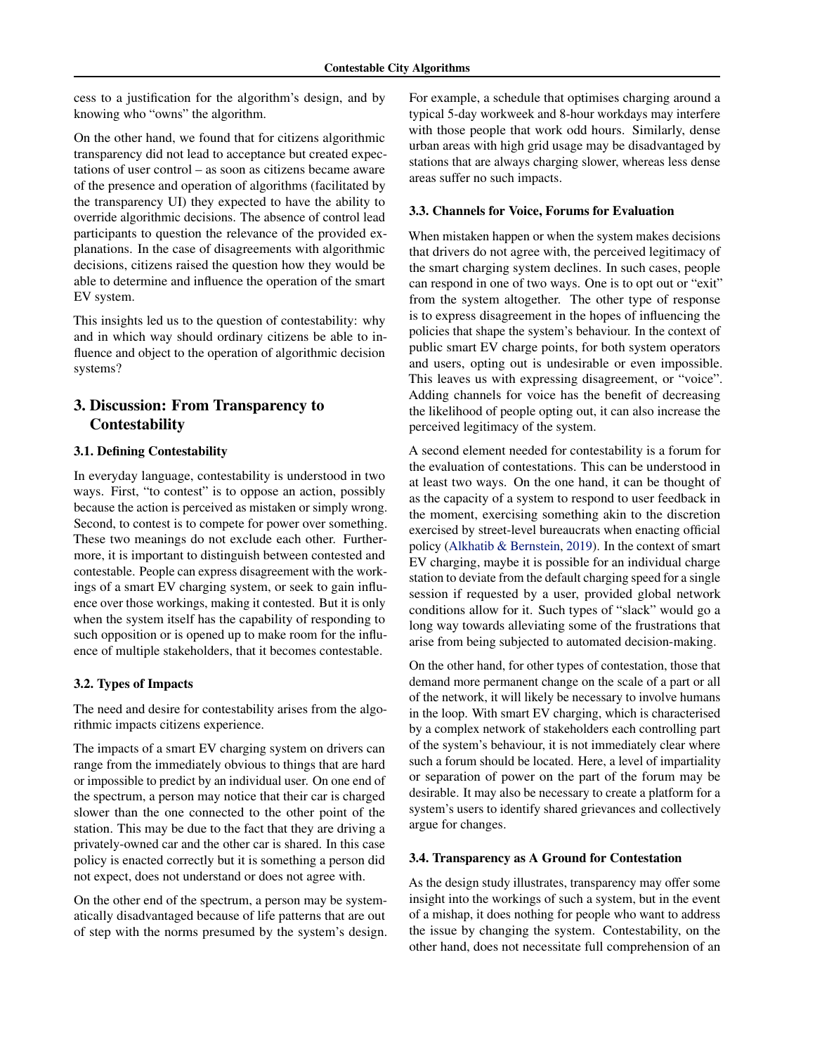cess to a justification for the algorithm's design, and by knowing who "owns" the algorithm.

On the other hand, we found that for citizens algorithmic transparency did not lead to acceptance but created expectations of user control – as soon as citizens became aware of the presence and operation of algorithms (facilitated by the transparency UI) they expected to have the ability to override algorithmic decisions. The absence of control lead participants to question the relevance of the provided explanations. In the case of disagreements with algorithmic decisions, citizens raised the question how they would be able to determine and influence the operation of the smart EV system.

This insights led us to the question of contestability: why and in which way should ordinary citizens be able to influence and object to the operation of algorithmic decision systems?

## 3. Discussion: From Transparency to Contestability

### 3.1. Defining Contestability

In everyday language, contestability is understood in two ways. First, "to contest" is to oppose an action, possibly because the action is perceived as mistaken or simply wrong. Second, to contest is to compete for power over something. These two meanings do not exclude each other. Furthermore, it is important to distinguish between contested and contestable. People can express disagreement with the workings of a smart EV charging system, or seek to gain influence over those workings, making it contested. But it is only when the system itself has the capability of responding to such opposition or is opened up to make room for the influence of multiple stakeholders, that it becomes contestable.

### 3.2. Types of Impacts

The need and desire for contestability arises from the algorithmic impacts citizens experience.

The impacts of a smart EV charging system on drivers can range from the immediately obvious to things that are hard or impossible to predict by an individual user. On one end of the spectrum, a person may notice that their car is charged slower than the one connected to the other point of the station. This may be due to the fact that they are driving a privately-owned car and the other car is shared. In this case policy is enacted correctly but it is something a person did not expect, does not understand or does not agree with.

On the other end of the spectrum, a person may be systematically disadvantaged because of life patterns that are out of step with the norms presumed by the system's design. For example, a schedule that optimises charging around a typical 5-day workweek and 8-hour workdays may interfere with those people that work odd hours. Similarly, dense urban areas with high grid usage may be disadvantaged by stations that are always charging slower, whereas less dense areas suffer no such impacts.

### 3.3. Channels for Voice, Forums for Evaluation

When mistaken happen or when the system makes decisions that drivers do not agree with, the perceived legitimacy of the smart charging system declines. In such cases, people can respond in one of two ways. One is to opt out or "exit" from the system altogether. The other type of response is to express disagreement in the hopes of influencing the policies that shape the system's behaviour. In the context of public smart EV charge points, for both system operators and users, opting out is undesirable or even impossible. This leaves us with expressing disagreement, or "voice". Adding channels for voice has the benefit of decreasing the likelihood of people opting out, it can also increase the perceived legitimacy of the system.

A second element needed for contestability is a forum for the evaluation of contestations. This can be understood in at least two ways. On the one hand, it can be thought of as the capacity of a system to respond to user feedback in the moment, exercising something akin to the discretion exercised by street-level bureaucrats when enacting official policy (Alkhatib & Bernstein, 2019). In the context of smart EV charging, maybe it is possible for an individual charge station to deviate from the default charging speed for a single session if requested by a user, provided global network conditions allow for it. Such types of "slack" would go a long way towards alleviating some of the frustrations that arise from being subjected to automated decision-making.

On the other hand, for other types of contestation, those that demand more permanent change on the scale of a part or all of the network, it will likely be necessary to involve humans in the loop. With smart EV charging, which is characterised by a complex network of stakeholders each controlling part of the system's behaviour, it is not immediately clear where such a forum should be located. Here, a level of impartiality or separation of power on the part of the forum may be desirable. It may also be necessary to create a platform for a system's users to identify shared grievances and collectively argue for changes.

### 3.4. Transparency as A Ground for Contestation

As the design study illustrates, transparency may offer some insight into the workings of such a system, but in the event of a mishap, it does nothing for people who want to address the issue by changing the system. Contestability, on the other hand, does not necessitate full comprehension of an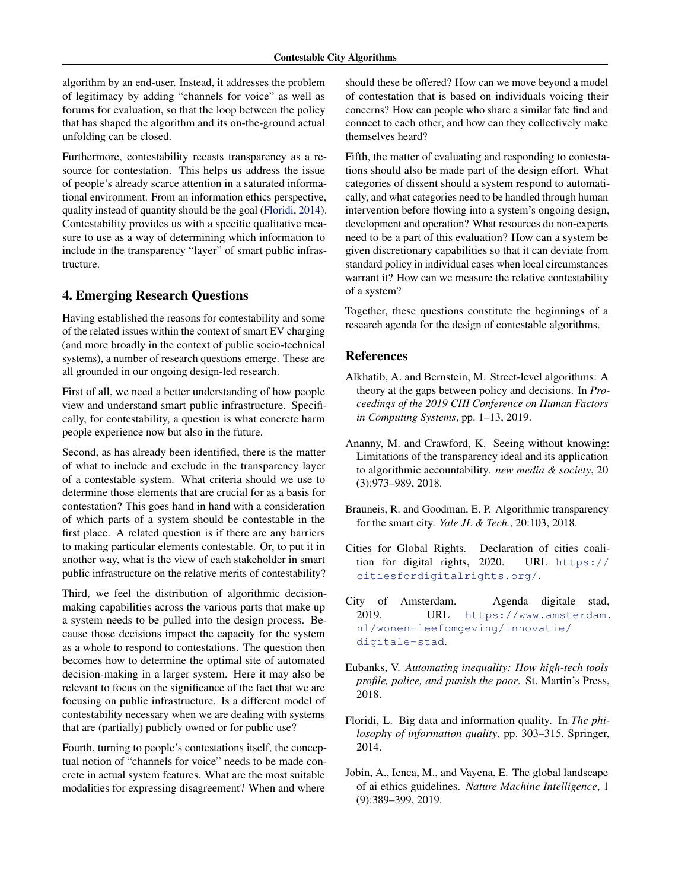algorithm by an end-user. Instead, it addresses the problem of legitimacy by adding "channels for voice" as well as forums for evaluation, so that the loop between the policy that has shaped the algorithm and its on-the-ground actual unfolding can be closed.

Furthermore, contestability recasts transparency as a resource for contestation. This helps us address the issue of people's already scarce attention in a saturated informational environment. From an information ethics perspective, quality instead of quantity should be the goal (Floridi, 2014). Contestability provides us with a specific qualitative measure to use as a way of determining which information to include in the transparency "layer" of smart public infrastructure.

## 4. Emerging Research Questions

Having established the reasons for contestability and some of the related issues within the context of smart EV charging (and more broadly in the context of public socio-technical systems), a number of research questions emerge. These are all grounded in our ongoing design-led research.

First of all, we need a better understanding of how people view and understand smart public infrastructure. Specifically, for contestability, a question is what concrete harm people experience now but also in the future.

Second, as has already been identified, there is the matter of what to include and exclude in the transparency layer of a contestable system. What criteria should we use to determine those elements that are crucial for as a basis for contestation? This goes hand in hand with a consideration of which parts of a system should be contestable in the first place. A related question is if there are any barriers to making particular elements contestable. Or, to put it in another way, what is the view of each stakeholder in smart public infrastructure on the relative merits of contestability?

Third, we feel the distribution of algorithmic decision-making capabilities across the various parts that make up a system needs to be pulled into the design process. Because those decisions impact the capacity for the system as a whole to respond to contestations. The question then becomes how to determine the optimal site of automated decision-making in a larger system. Here it may also be relevant to focus on the significance of the fact that we are focusing on public infrastructure. Is a different model of contestability necessary when we are dealing with systems that are (partially) publicly owned or for public use?

Fourth, turning to people's contestations itself, the conceptual notion of "channels for voice" needs to be made concrete in actual system features. What are the most suitable modalities for expressing disagreement? When and where should these be offered? How can we move beyond a model of contestation that is based on individuals voicing their concerns? How can people who share a similar fate find and connect to each other, and how can they collectively make themselves heard?

Fifth, the matter of evaluating and responding to contestations should also be made part of the design effort. What categories of dissent should a system respond to automatically, and what categories need to be handled through human intervention before flowing into a system's ongoing design, development and operation? What resources do non-experts need to be a part of this evaluation? How can a system be given discretionary capabilities so that it can deviate from standard policy in individual cases when local circumstances warrant it? How can we measure the relative contestability of a system?

Together, these questions constitute the beginnings of a research agenda for the design of contestable algorithms.

## References

Alkhatib, A. and Bernstein, M. Street-level algorithms: A theory at the gaps between policy and decisions. In *Proceedings of the 2019 CHI Conference on Human Factors in Computing Systems*, pp. 1–13, 2019.

Ananny, M. and Crawford, K. Seeing without knowing: Limitations of the transparency ideal and its application to algorithmic accountability. *new media & society*, 20 (3):973–989, 2018.

Brauneis, R. and Goodman, E. P. Algorithmic transparency for the smart city. *Yale JL & Tech.*, 20:103, 2018.

Cities for Global Rights. Declaration of cities coalition for digital rights, 2020. URL https://citiesfordigitalrights.org/.

City of Amsterdam. Agenda digitale stad, 2019. URL https://www.amsterdam.nl/wonen-leefomgeving/innovatie/digitale-stad.

Eubanks, V. *Automating inequality: How high-tech tools profile, police, and punish the poor*. St. Martin's Press, 2018.

Floridi, L. Big data and information quality. In *The philosophy of information quality*, pp. 303–315. Springer, 2014.

Jobin, A., Ienca, M., and Vayena, E. The global landscape of ai ethics guidelines. *Nature Machine Intelligence*, 1 (9):389–399, 2019.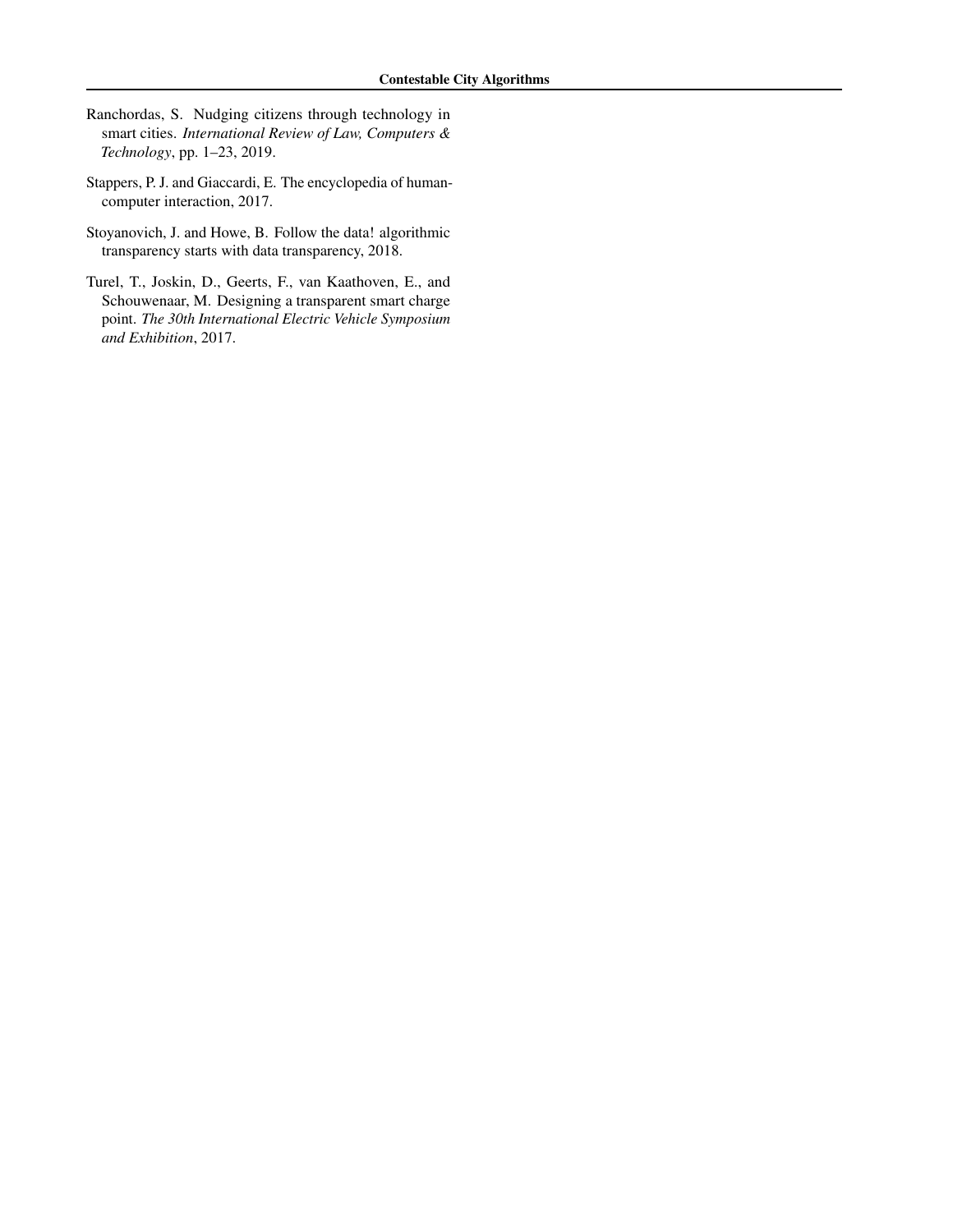Ranchordas, S. Nudging citizens through technology in smart cities. *International Review of Law, Computers & Technology*, pp. 1–23, 2019.

Stappers, P. J. and Giaccardi, E. The encyclopedia of human-computer interaction, 2017.

Stoyanovich, J. and Howe, B. Follow the data! algorithmic transparency starts with data transparency, 2018.

Turel, T., Joskin, D., Geerts, F., van Kaathoven, E., and Schouwenaar, M. Designing a transparent smart charge point. *The 30th International Electric Vehicle Symposium and Exhibition*, 2017.